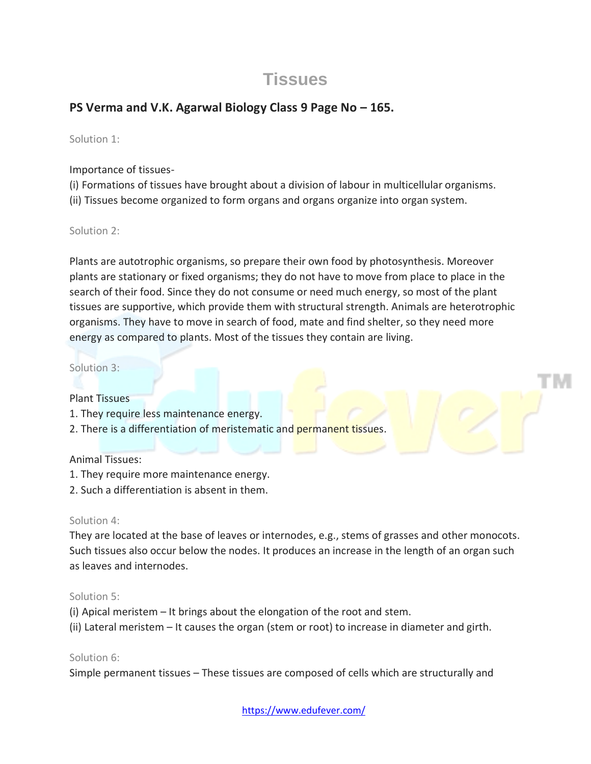# Tissues

## PS Verma and V.K. Agarwal Biology Class 9 Page No – 165.

Solution 1:

Importance of tissues-
(i) Formations of tissues have brought about a division of labour in multicellular organisms.
(ii) Tissues become organized to form organs and organs organize into organ system.

Solution 2:

Plants are autotrophic organisms, so prepare their own food by photosynthesis. Moreover plants are stationary or fixed organisms; they do not have to move from place to place in the search of their food. Since they do not consume or need much energy, so most of the plant tissues are supportive, which provide them with structural strength. Animals are heterotrophic organisms. They have to move in search of food, mate and find shelter, so they need more energy as compared to plants. Most of the tissues they contain are living.

Solution 3:

Plant Tissues
1. They require less maintenance energy.
2. There is a differentiation of meristematic and permanent tissues.

Animal Tissues:
1. They require more maintenance energy.
2. Such a differentiation is absent in them.

Solution 4:
They are located at the base of leaves or internodes, e.g., stems of grasses and other monocots. Such tissues also occur below the nodes. It produces an increase in the length of an organ such as leaves and internodes.

Solution 5:
(i) Apical meristem – It brings about the elongation of the root and stem.
(ii) Lateral meristem – It causes the organ (stem or root) to increase in diameter and girth.

Solution 6:
Simple permanent tissues – These tissues are composed of cells which are structurally and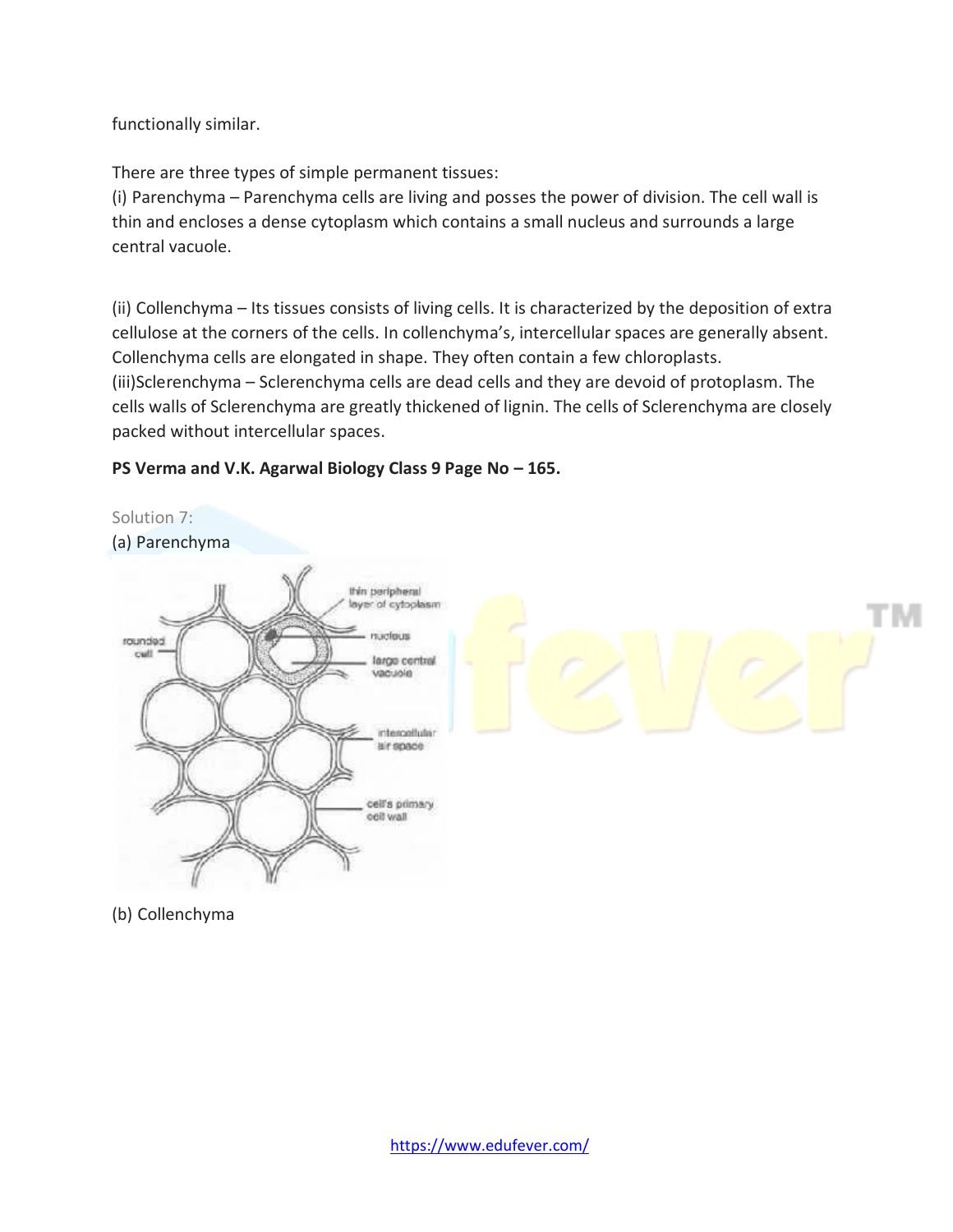functionally similar.

There are three types of simple permanent tissues:
(i) Parenchyma – Parenchyma cells are living and posses the power of division. The cell wall is thin and encloses a dense cytoplasm which contains a small nucleus and surrounds a large central vacuole.

(ii) Collenchyma – Its tissues consists of living cells. It is characterized by the deposition of extra cellulose at the corners of the cells. In collenchyma's, intercellular spaces are generally absent. Collenchyma cells are elongated in shape. They often contain a few chloroplasts.
(iii)Sclerenchyma – Sclerenchyma cells are dead cells and they are devoid of protoplasm. The cells walls of Sclerenchyma are greatly thickened of lignin. The cells of Sclerenchyma are closely packed without intercellular spaces.

**PS Verma and V.K. Agarwal Biology Class 9 Page No – 165.**

Solution 7:
(a) Parenchyma

(b) Collenchyma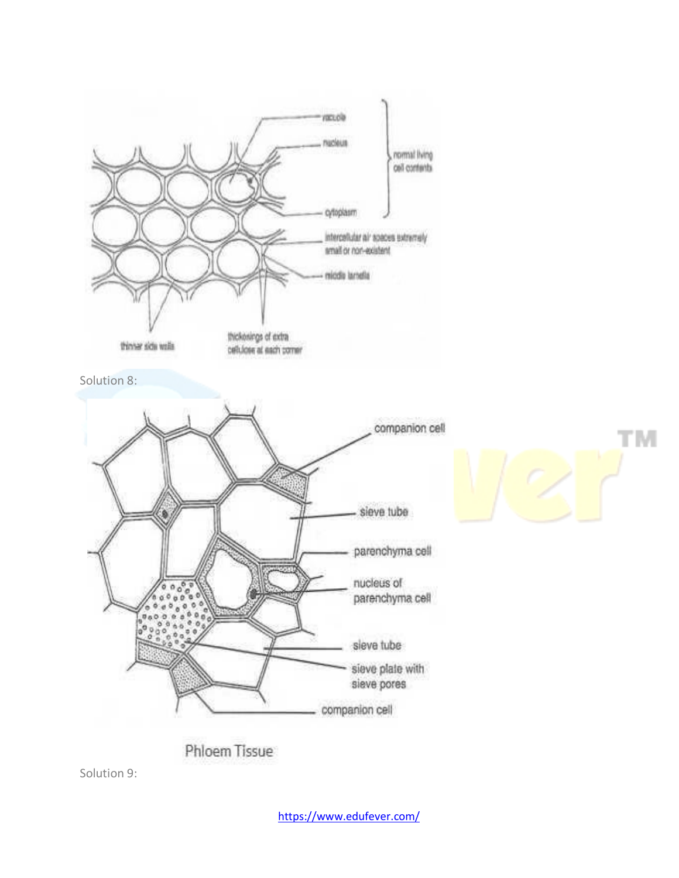Solution 8:

Phloem Tissue

Solution 9: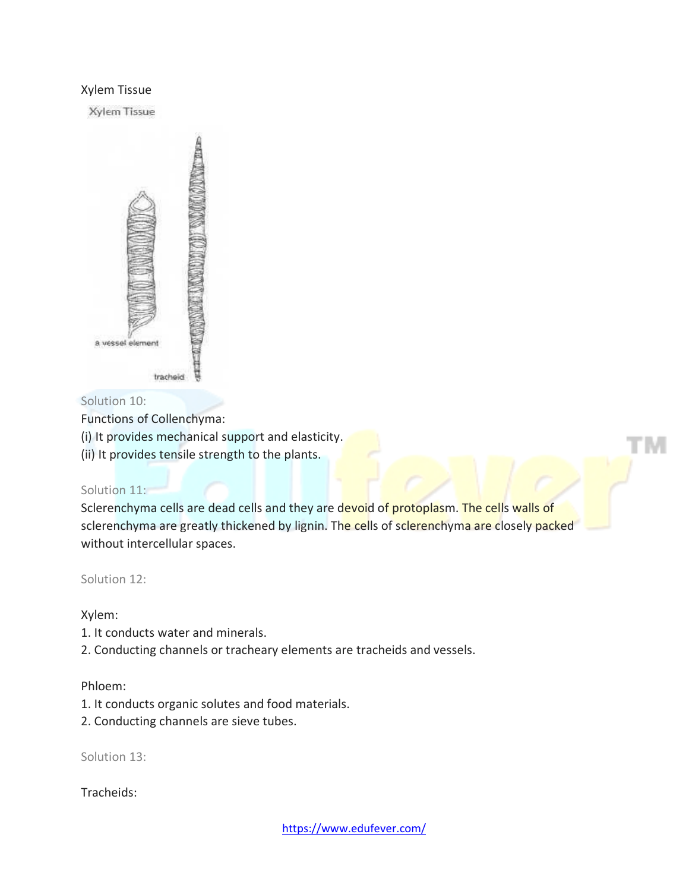Xylem Tissue

Solution 10:

Functions of Collenchyma:

(i) It provides mechanical support and elasticity.

(ii) It provides tensile strength to the plants.

Solution 11:

Sclerenchyma cells are dead cells and they are devoid of protoplasm. The cells walls of sclerenchyma are greatly thickened by lignin. The cells of sclerenchyma are closely packed without intercellular spaces.

Solution 12:

Xylem:

1. It conducts water and minerals.
2. Conducting channels or tracheary elements are tracheids and vessels.

Phloem:

1. It conducts organic solutes and food materials.
2. Conducting channels are sieve tubes.

Solution 13:

Tracheids: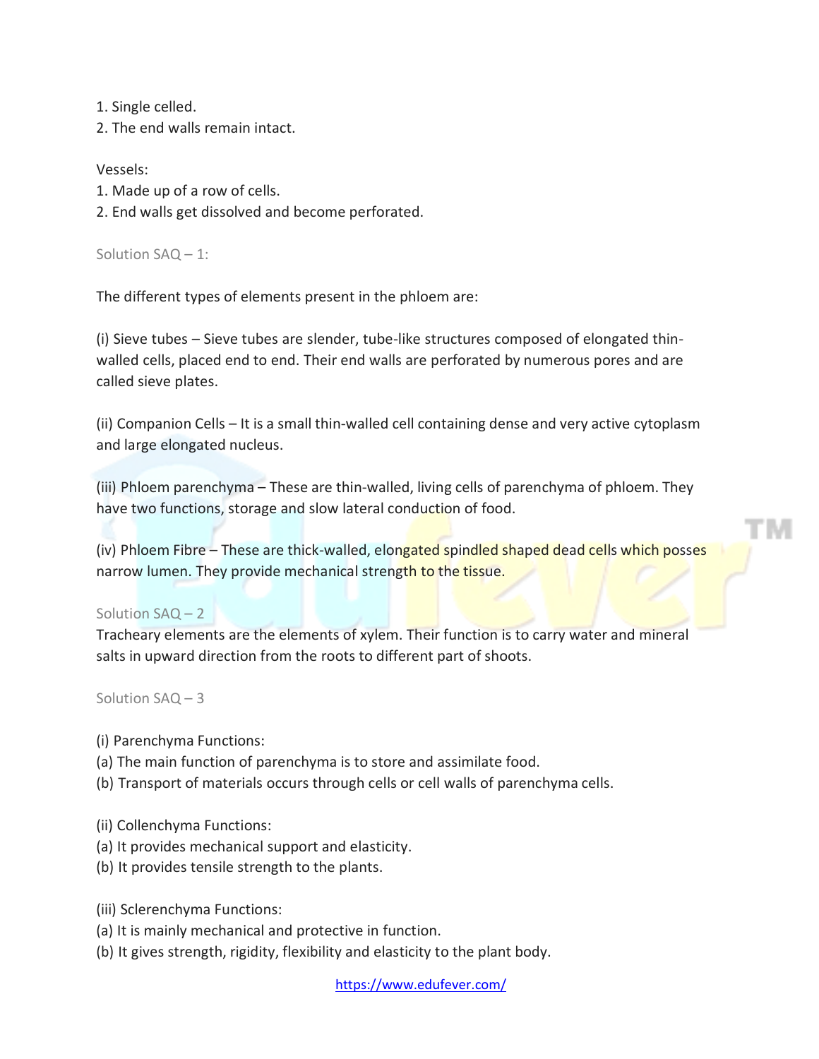1. Single celled.
2. The end walls remain intact.

Vessels:
1. Made up of a row of cells.
2. End walls get dissolved and become perforated.

Solution SAQ – 1:

The different types of elements present in the phloem are:

(i) Sieve tubes – Sieve tubes are slender, tube-like structures composed of elongated thin-walled cells, placed end to end. Their end walls are perforated by numerous pores and are called sieve plates.

(ii) Companion Cells – It is a small thin-walled cell containing dense and very active cytoplasm and large elongated nucleus.

(iii) Phloem parenchyma – These are thin-walled, living cells of parenchyma of phloem. They have two functions, storage and slow lateral conduction of food.

(iv) Phloem Fibre – These are thick-walled, elongated spindled shaped dead cells which posses narrow lumen. They provide mechanical strength to the tissue.

Solution SAQ – 2

Tracheary elements are the elements of xylem. Their function is to carry water and mineral salts in upward direction from the roots to different part of shoots.

Solution SAQ – 3

(i) Parenchyma Functions:
(a) The main function of parenchyma is to store and assimilate food.
(b) Transport of materials occurs through cells or cell walls of parenchyma cells.

(ii) Collenchyma Functions:
(a) It provides mechanical support and elasticity.
(b) It provides tensile strength to the plants.

(iii) Sclerenchyma Functions:
(a) It is mainly mechanical and protective in function.
(b) It gives strength, rigidity, flexibility and elasticity to the plant body.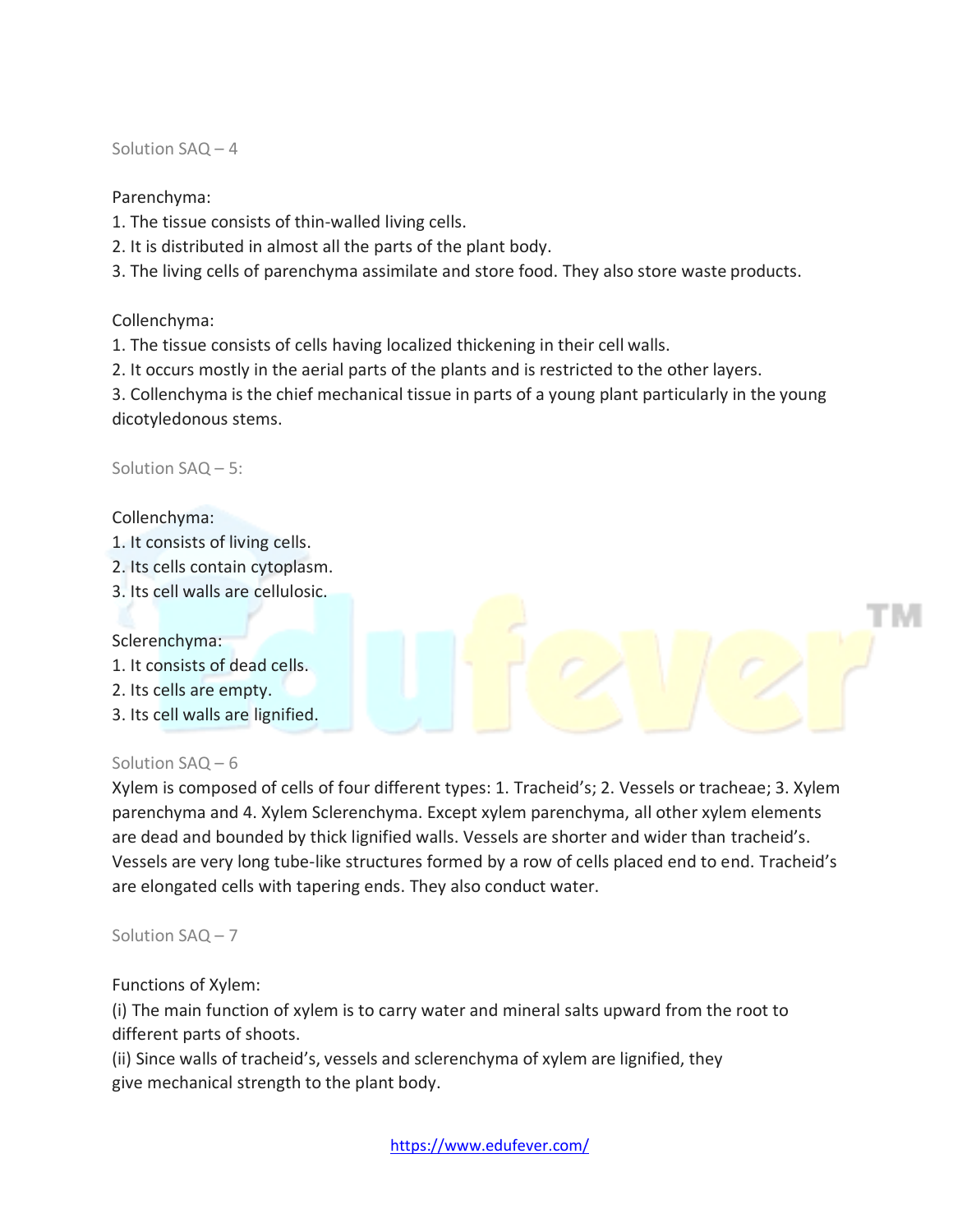Solution SAQ – 4

Parenchyma:
1. The tissue consists of thin-walled living cells.
2. It is distributed in almost all the parts of the plant body.
3. The living cells of parenchyma assimilate and store food. They also store waste products.

Collenchyma:
1. The tissue consists of cells having localized thickening in their cell walls.
2. It occurs mostly in the aerial parts of the plants and is restricted to the other layers.
3. Collenchyma is the chief mechanical tissue in parts of a young plant particularly in the young dicotyledonous stems.

Solution SAQ – 5:

Collenchyma:
1. It consists of living cells.
2. Its cells contain cytoplasm.
3. Its cell walls are cellulosic.

Sclerenchyma:
1. It consists of dead cells.
2. Its cells are empty.
3. Its cell walls are lignified.

Solution SAQ – 6

Xylem is composed of cells of four different types: 1. Tracheid's; 2. Vessels or tracheae; 3. Xylem parenchyma and 4. Xylem Sclerenchyma. Except xylem parenchyma, all other xylem elements are dead and bounded by thick lignified walls. Vessels are shorter and wider than tracheid's. Vessels are very long tube-like structures formed by a row of cells placed end to end. Tracheid's are elongated cells with tapering ends. They also conduct water.

Solution SAQ – 7

Functions of Xylem:
(i) The main function of xylem is to carry water and mineral salts upward from the root to different parts of shoots.
(ii) Since walls of tracheid's, vessels and sclerenchyma of xylem are lignified, they give mechanical strength to the plant body.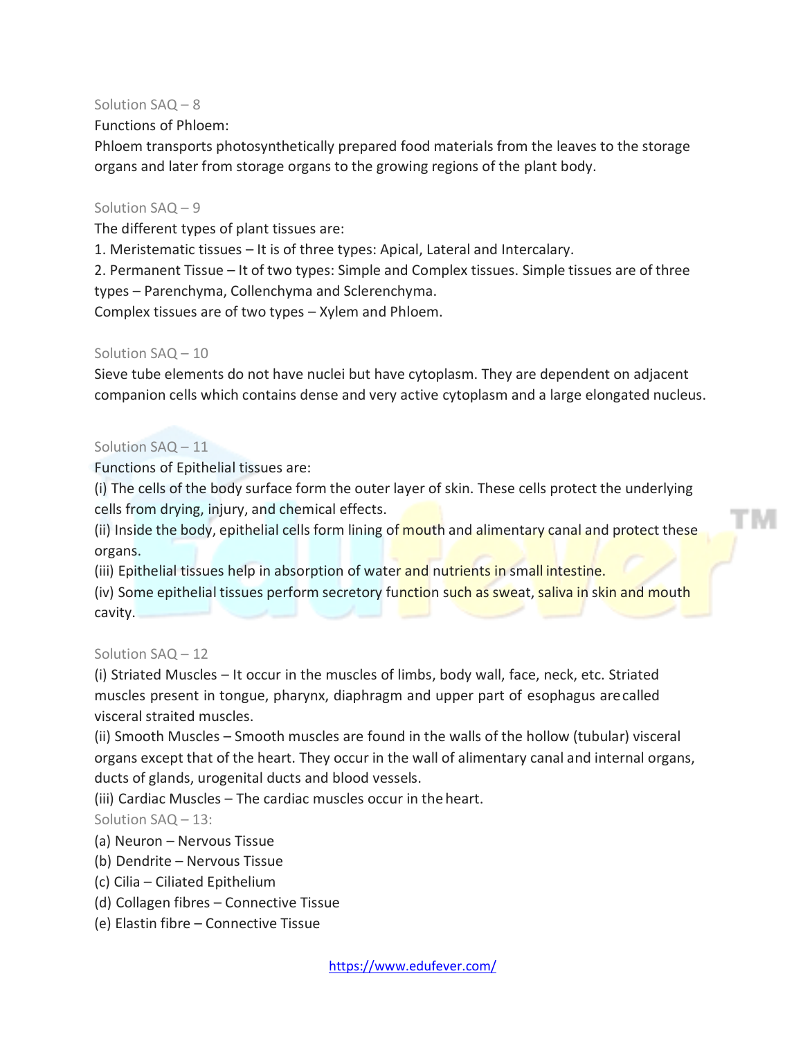Solution SAQ – 8

Functions of Phloem:

Phloem transports photosynthetically prepared food materials from the leaves to the storage organs and later from storage organs to the growing regions of the plant body.

Solution SAQ – 9

The different types of plant tissues are:

1. Meristematic tissues – It is of three types: Apical, Lateral and Intercalary.
2. Permanent Tissue – It of two types: Simple and Complex tissues. Simple tissues are of three types – Parenchyma, Collenchyma and Sclerenchyma.

Complex tissues are of two types – Xylem and Phloem.

Solution SAQ – 10

Sieve tube elements do not have nuclei but have cytoplasm. They are dependent on adjacent companion cells which contains dense and very active cytoplasm and a large elongated nucleus.

Solution SAQ – 11

Functions of Epithelial tissues are:

(i) The cells of the body surface form the outer layer of skin. These cells protect the underlying cells from drying, injury, and chemical effects.

(ii) Inside the body, epithelial cells form lining of mouth and alimentary canal and protect these organs.

(iii) Epithelial tissues help in absorption of water and nutrients in small intestine.

(iv) Some epithelial tissues perform secretory function such as sweat, saliva in skin and mouth cavity.

Solution SAQ – 12

(i) Striated Muscles – It occur in the muscles of limbs, body wall, face, neck, etc. Striated muscles present in tongue, pharynx, diaphragm and upper part of esophagus are called visceral straited muscles.

(ii) Smooth Muscles – Smooth muscles are found in the walls of the hollow (tubular) visceral organs except that of the heart. They occur in the wall of alimentary canal and internal organs, ducts of glands, urogenital ducts and blood vessels.

(iii) Cardiac Muscles – The cardiac muscles occur in the heart.

Solution SAQ – 13:

(a) Neuron – Nervous Tissue

(b) Dendrite – Nervous Tissue

(c) Cilia – Ciliated Epithelium

(d) Collagen fibres – Connective Tissue

(e) Elastin fibre – Connective Tissue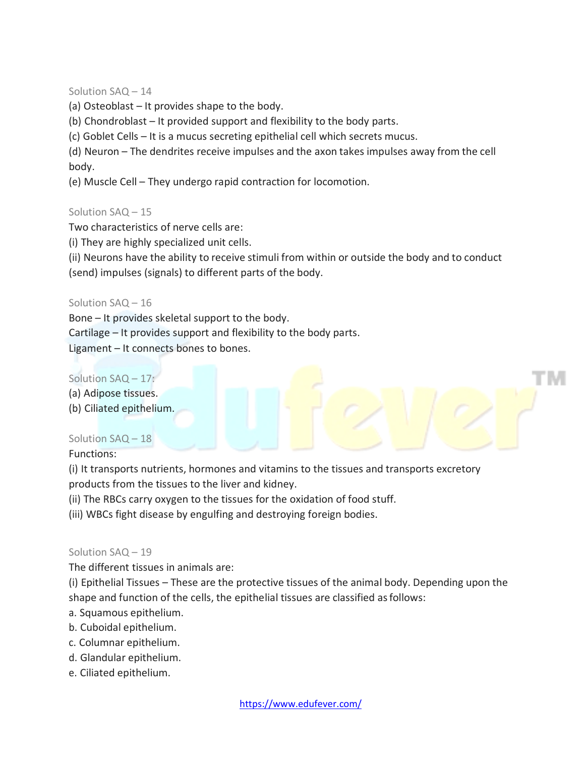Solution SAQ – 14

(a) Osteoblast – It provides shape to the body.

(b) Chondroblast – It provided support and flexibility to the body parts.

(c) Goblet Cells – It is a mucus secreting epithelial cell which secrets mucus.

(d) Neuron – The dendrites receive impulses and the axon takes impulses away from the cell body.

(e) Muscle Cell – They undergo rapid contraction for locomotion.

Solution SAQ – 15

Two characteristics of nerve cells are:

(i) They are highly specialized unit cells.

(ii) Neurons have the ability to receive stimuli from within or outside the body and to conduct (send) impulses (signals) to different parts of the body.

Solution SAQ – 16

Bone – It provides skeletal support to the body.

Cartilage – It provides support and flexibility to the body parts.

Ligament – It connects bones to bones.

Solution SAQ – 17:

(a) Adipose tissues.

(b) Ciliated epithelium.

Solution SAQ – 18

Functions:

(i) It transports nutrients, hormones and vitamins to the tissues and transports excretory products from the tissues to the liver and kidney.

(ii) The RBCs carry oxygen to the tissues for the oxidation of food stuff.

(iii) WBCs fight disease by engulfing and destroying foreign bodies.

Solution SAQ – 19

The different tissues in animals are:

(i) Epithelial Tissues – These are the protective tissues of the animal body. Depending upon the shape and function of the cells, the epithelial tissues are classified as follows:

a. Squamous epithelium.

b. Cuboidal epithelium.

c. Columnar epithelium.

d. Glandular epithelium.

e. Ciliated epithelium.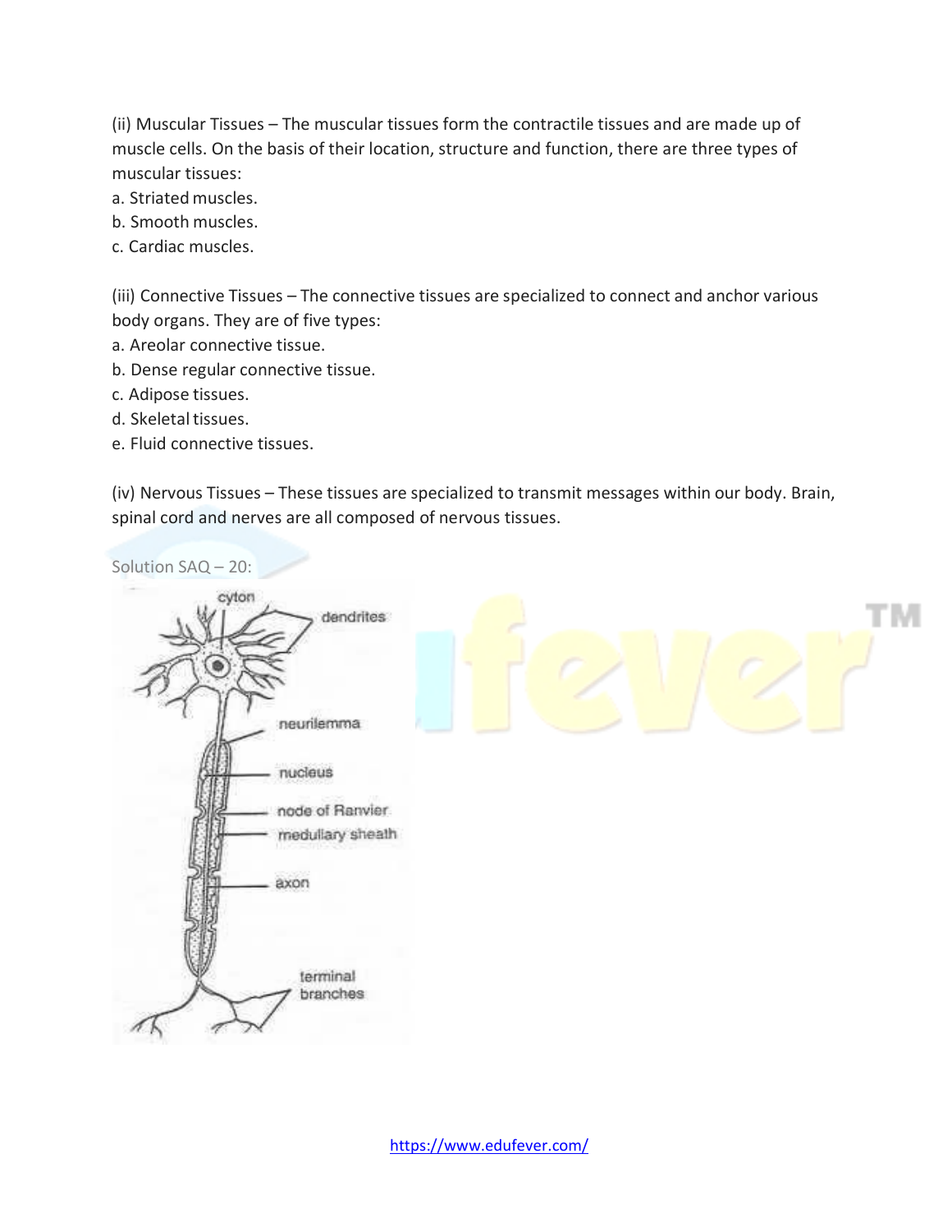(ii) Muscular Tissues – The muscular tissues form the contractile tissues and are made up of muscle cells. On the basis of their location, structure and function, there are three types of muscular tissues:

a. Striated muscles.
b. Smooth muscles.
c. Cardiac muscles.

(iii) Connective Tissues – The connective tissues are specialized to connect and anchor various body organs. They are of five types:

a. Areolar connective tissue.
b. Dense regular connective tissue.
c. Adipose tissues.
d. Skeletal tissues.
e. Fluid connective tissues.

(iv) Nervous Tissues – These tissues are specialized to transmit messages within our body. Brain, spinal cord and nerves are all composed of nervous tissues.

Solution SAQ – 20: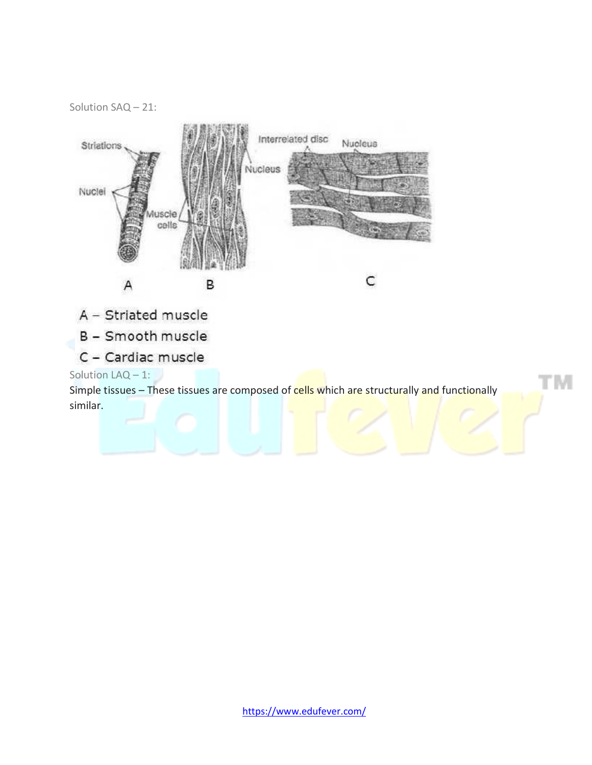Solution SAQ – 21:

A – Striated muscle

B – Smooth muscle

C – Cardiac muscle

Solution LAQ – 1:

Simple tissues – These tissues are composed of cells which are structurally and functionally similar.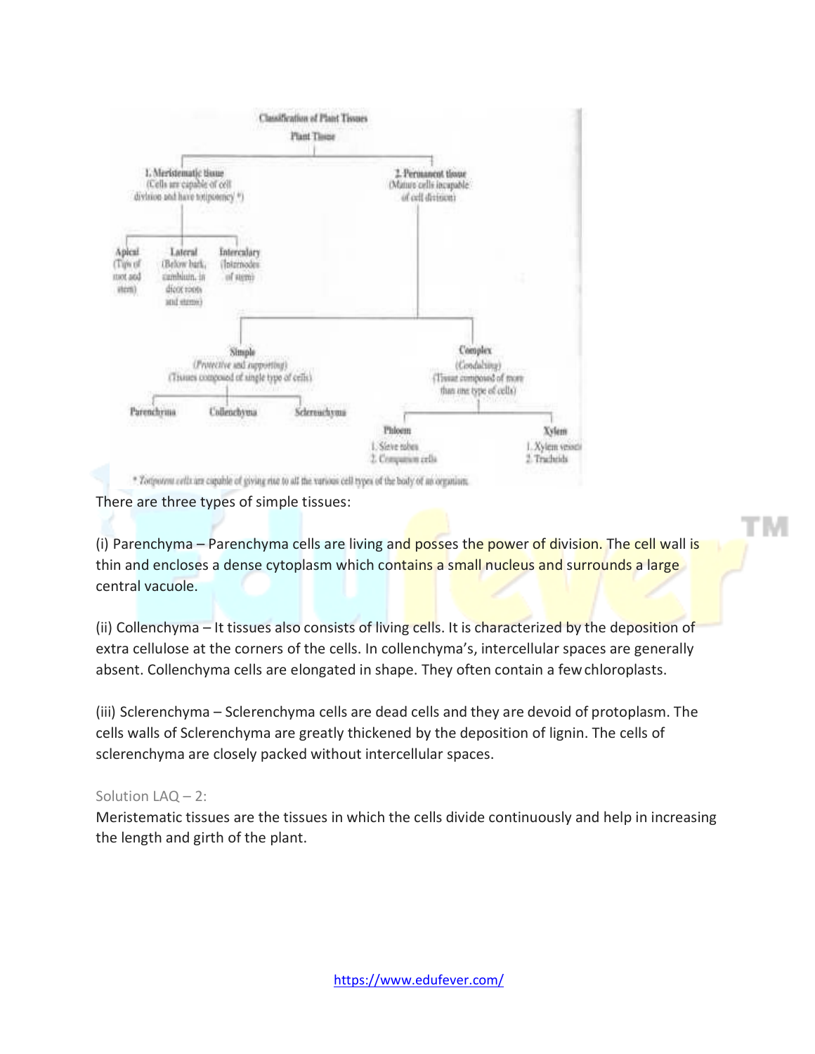Classification of Plant Tissues

Plant Tissue

1. Meristematic tissue (Cells are capable of cell division and have totipotency *)
   - Apical (Tips of root and stem)
   - Lateral (Below bark, cambium, in dicot roots and stems)
   - Intercalary (Internodes of stem)

2. Permanent tissue (Mature cells incapable of cell division)
   - Simple (Protective and supporting) (Tissues composed of single type of cells)
     - Parenchyma
     - Collenchyma
     - Sclerenchyma
   - Complex (Conducting) (Tissue composed of more than one type of cells)
     - Phloem
       1. Sieve tubes
       2. Companion cells
     - Xylem
       1. Xylem vessels
       2. Tracheids

* Totipotent cells are capable of giving rise to all the various cell types of the body of an organism.

There are three types of simple tissues:

(i) Parenchyma – Parenchyma cells are living and posses the power of division. The cell wall is thin and encloses a dense cytoplasm which contains a small nucleus and surrounds a large central vacuole.

(ii) Collenchyma – It tissues also consists of living cells. It is characterized by the deposition of extra cellulose at the corners of the cells. In collenchyma's, intercellular spaces are generally absent. Collenchyma cells are elongated in shape. They often contain a few chloroplasts.

(iii) Sclerenchyma – Sclerenchyma cells are dead cells and they are devoid of protoplasm. The cells walls of Sclerenchyma are greatly thickened by the deposition of lignin. The cells of sclerenchyma are closely packed without intercellular spaces.

Solution LAQ – 2:

Meristematic tissues are the tissues in which the cells divide continuously and help in increasing the length and girth of the plant.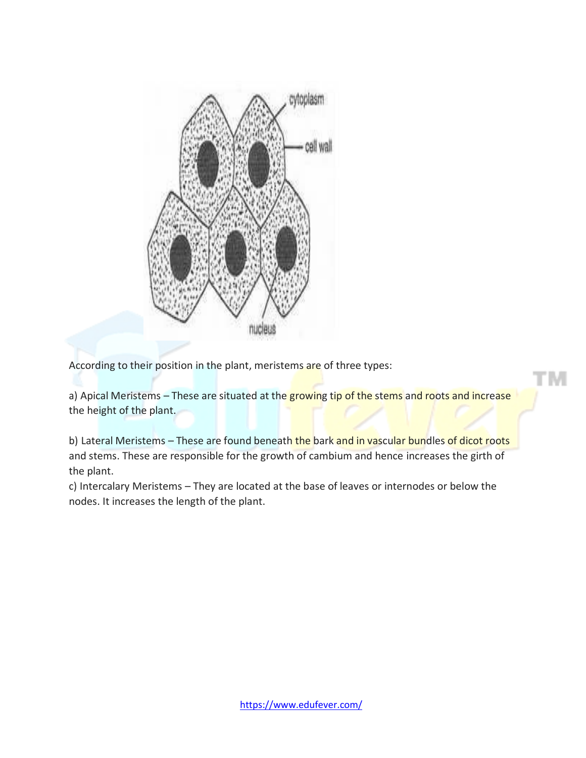According to their position in the plant, meristems are of three types:

a) Apical Meristems – These are situated at the growing tip of the stems and roots and increase the height of the plant.

b) Lateral Meristems – These are found beneath the bark and in vascular bundles of dicot roots and stems. These are responsible for the growth of cambium and hence increases the girth of the plant.

c) Intercalary Meristems – They are located at the base of leaves or internodes or below the nodes. It increases the length of the plant.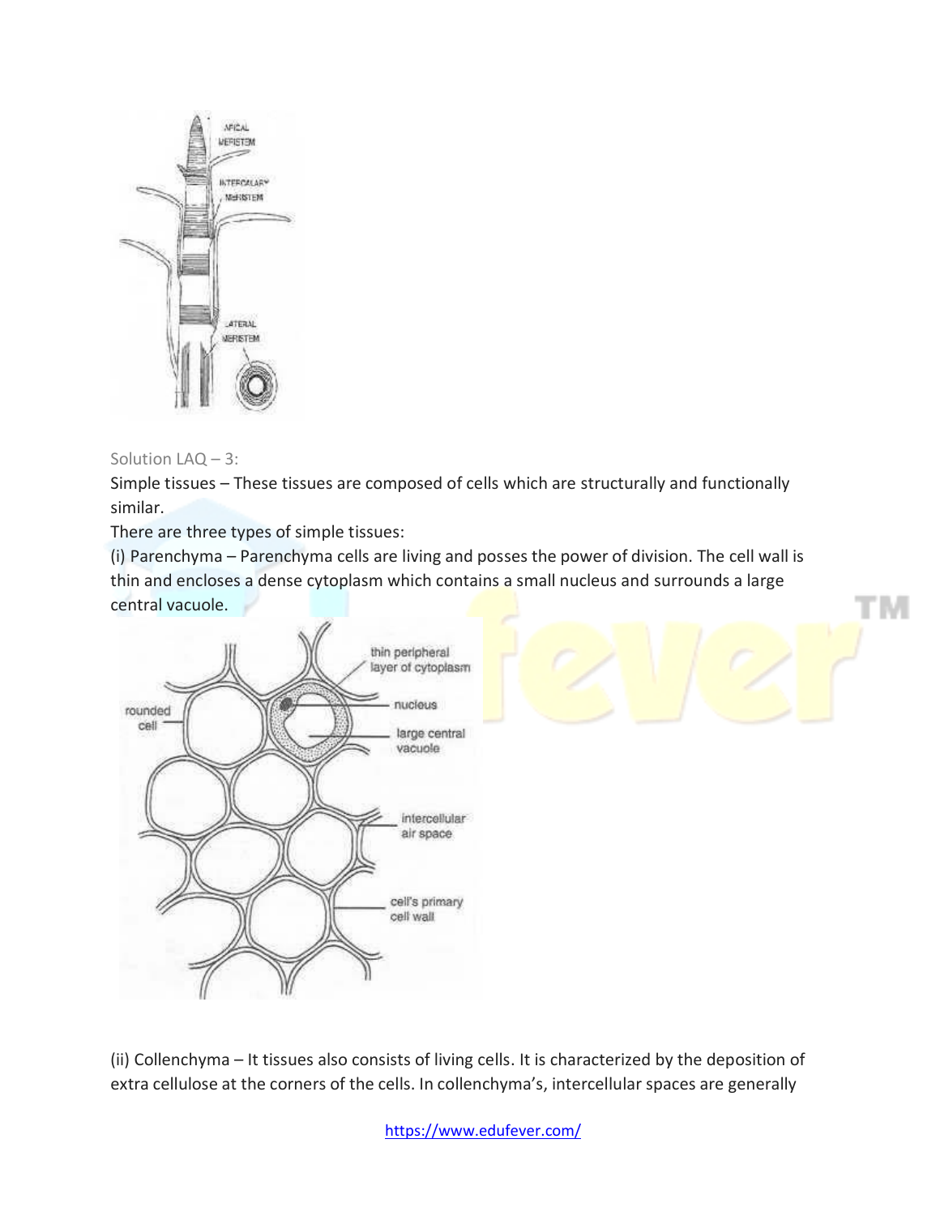Solution LAQ – 3:

Simple tissues – These tissues are composed of cells which are structurally and functionally similar.

There are three types of simple tissues:

(i) Parenchyma – Parenchyma cells are living and posses the power of division. The cell wall is thin and encloses a dense cytoplasm which contains a small nucleus and surrounds a large central vacuole.

(ii) Collenchyma – It tissues also consists of living cells. It is characterized by the deposition of extra cellulose at the corners of the cells. In collenchyma's, intercellular spaces are generally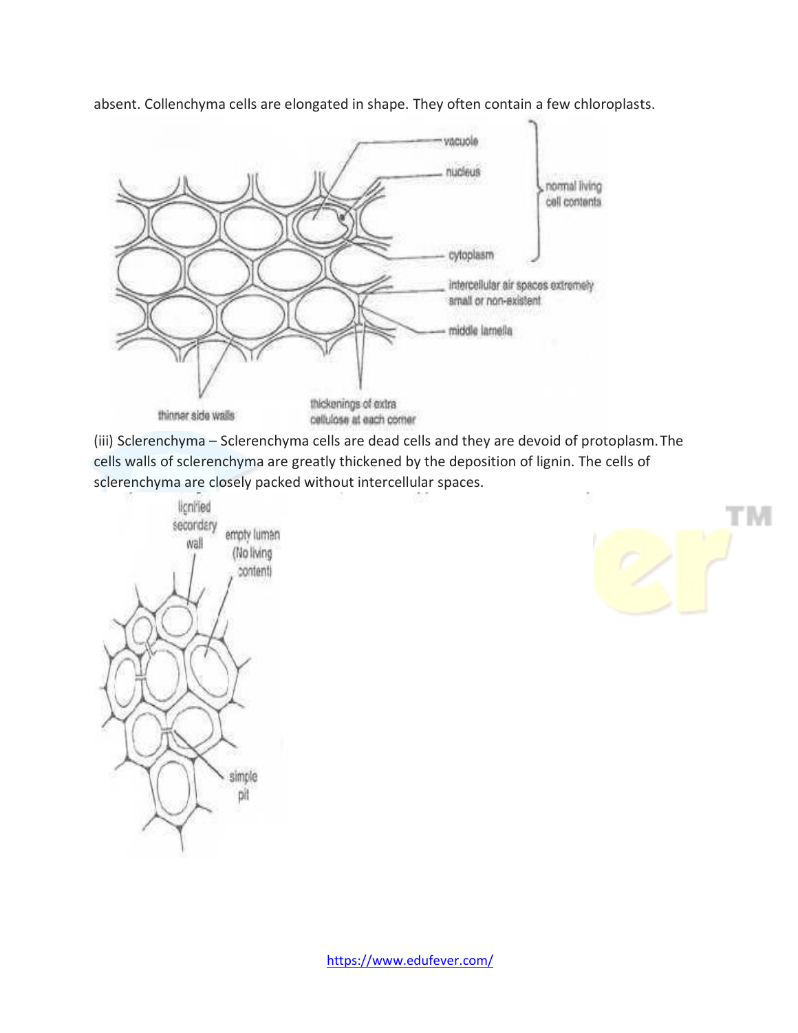absent. Collenchyma cells are elongated in shape. They often contain a few chloroplasts.

vacuole

nucleus

normal living cell contents

cytoplasm

intercellular air spaces extremely small or non-existent

middle lamella

thinner side walls

thickenings of extra cellulose at each corner

(iii) Sclerenchyma – Sclerenchyma cells are dead cells and they are devoid of protoplasm. The cells walls of sclerenchyma are greatly thickened by the deposition of lignin. The cells of sclerenchyma are closely packed without intercellular spaces.

lignified secondary wall

empty lumen (No living content)

simple pit